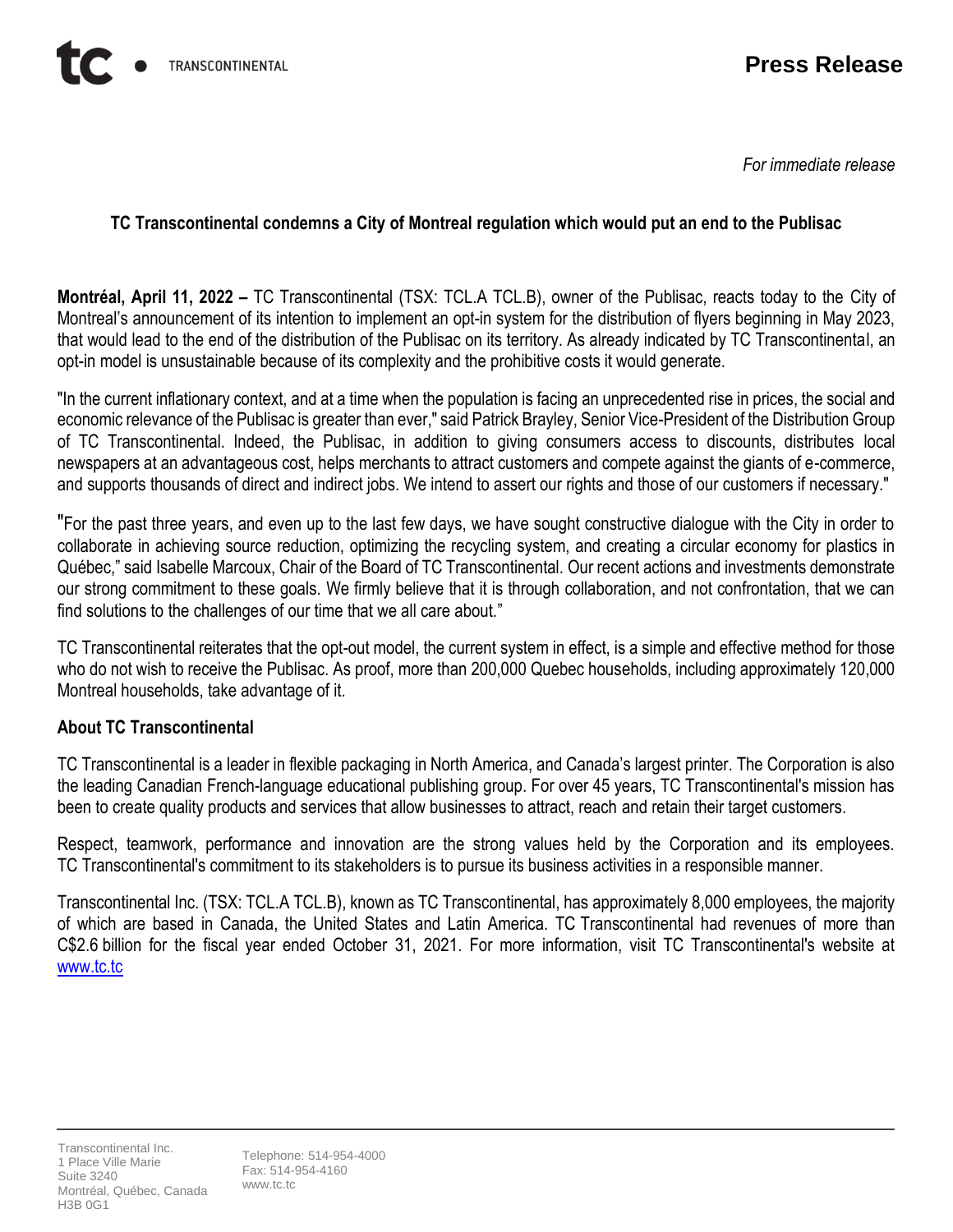TRANSCONTINENTAL

# Press Release

*For immediate release*

## TC Transcontinental condemns a City of Montreal regulation which would put an end to the Publisac

**Montréal, April 11, 2022 –** TC Transcontinental (TSX: TCL.A TCL.B), owner of the Publisac, reacts today to the City of Montreal's announcement of its intention to implement an opt-in system for the distribution of flyers beginning in May 2023, that would lead to the end of the distribution of the Publisac on its territory. As already indicated by TC Transcontinental, an opt-in model is unsustainable because of its complexity and the prohibitive costs it would generate.

"In the current inflationary context, and at a time when the population is facing an unprecedented rise in prices, the social and economic relevance of the Publisac is greater than ever," said Patrick Brayley, Senior Vice-President of the Distribution Group of TC Transcontinental. Indeed, the Publisac, in addition to giving consumers access to discounts, distributes local newspapers at an advantageous cost, helps merchants to attract customers and compete against the giants of e-commerce, and supports thousands of direct and indirect jobs. We intend to assert our rights and those of our customers if necessary."

"For the past three years, and even up to the last few days, we have sought constructive dialogue with the City in order to collaborate in achieving source reduction, optimizing the recycling system, and creating a circular economy for plastics in Québec," said Isabelle Marcoux, Chair of the Board of TC Transcontinental. Our recent actions and investments demonstrate our strong commitment to these goals. We firmly believe that it is through collaboration, and not confrontation, that we can find solutions to the challenges of our time that we all care about."

TC Transcontinental reiterates that the opt-out model, the current system in effect, is a simple and effective method for those who do not wish to receive the Publisac. As proof, more than 200,000 Quebec households, including approximately 120,000 Montreal households, take advantage of it.

### About TC Transcontinental

TC Transcontinental is a leader in flexible packaging in North America, and Canada's largest printer. The Corporation is also the leading Canadian French-language educational publishing group. For over 45 years, TC Transcontinental's mission has been to create quality products and services that allow businesses to attract, reach and retain their target customers.

Respect, teamwork, performance and innovation are the strong values held by the Corporation and its employees. TC Transcontinental's commitment to its stakeholders is to pursue its business activities in a responsible manner.

Transcontinental Inc. (TSX: TCL.A TCL.B), known as TC Transcontinental, has approximately 8,000 employees, the majority of which are based in Canada, the United States and Latin America. TC Transcontinental had revenues of more than C$2.6 billion for the fiscal year ended October 31, 2021. For more information, visit TC Transcontinental's website at www.tc.tc

Transcontinental Inc.
1 Place Ville Marie
Suite 3240
Montréal, Québec, Canada
H3B 0G1

Telephone: 514-954-4000
Fax: 514-954-4160
www.tc.tc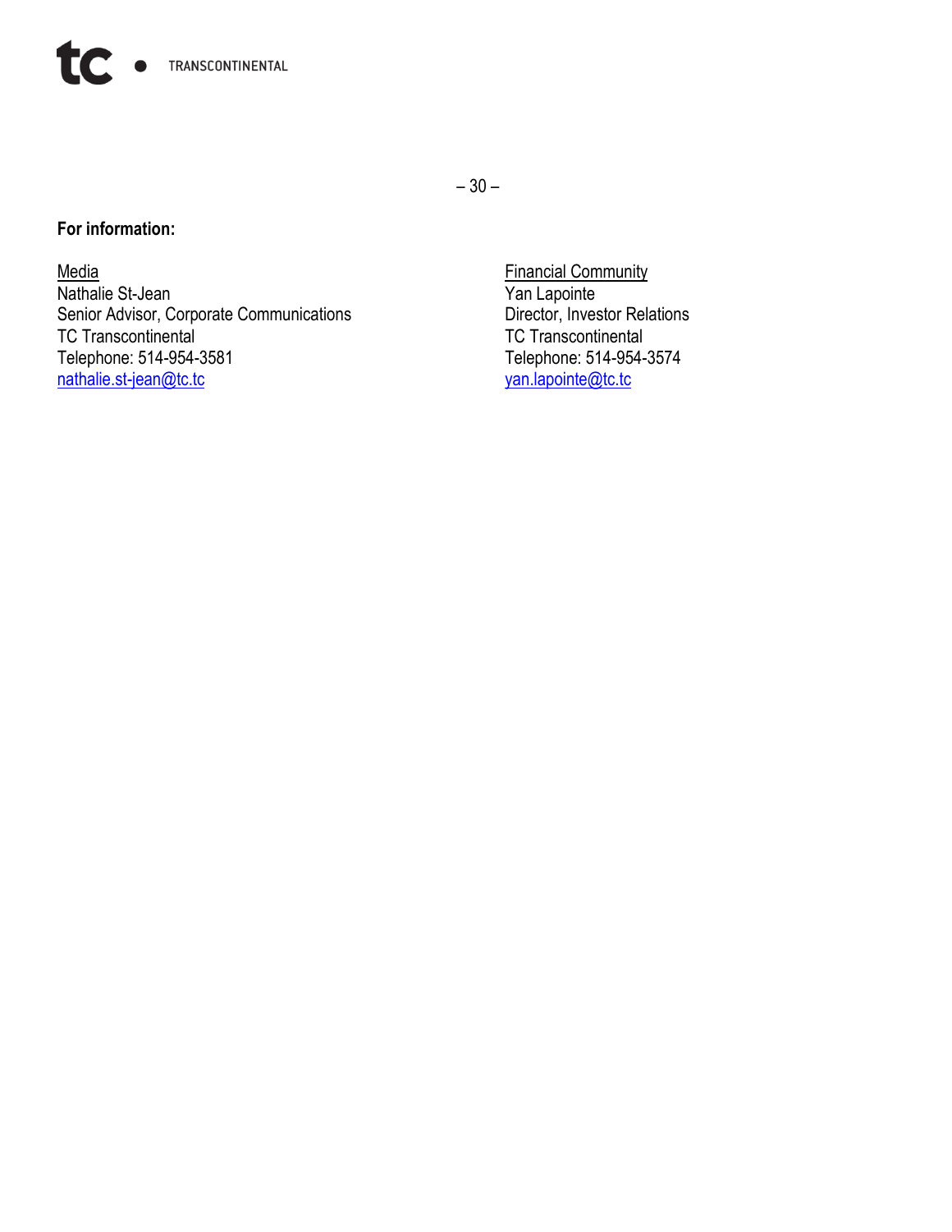TRANSCONTINENTAL

– 30 –

**For information:**

Media
Nathalie St-Jean
Senior Advisor, Corporate Communications
TC Transcontinental
Telephone: 514-954-3581
nathalie.st-jean@tc.tc

Financial Community
Yan Lapointe
Director, Investor Relations
TC Transcontinental
Telephone: 514-954-3574
yan.lapointe@tc.tc